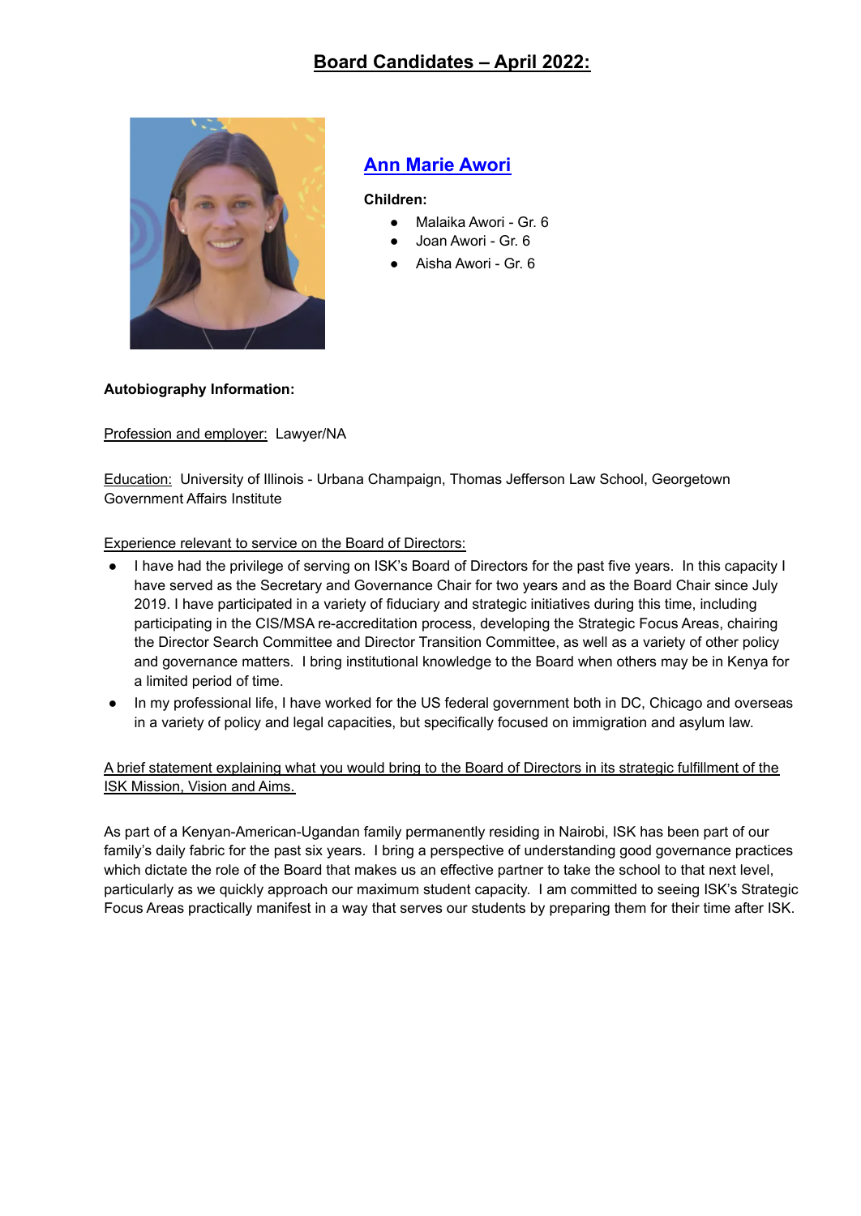# Board Candidates – April 2022:

## Ann Marie Awori

**Children:**

- Malaika Awori - Gr. 6
- Joan Awori - Gr. 6
- Aisha Awori - Gr. 6

**Autobiography Information:**

Profession and employer: Lawyer/NA

Education: University of Illinois - Urbana Champaign, Thomas Jefferson Law School, Georgetown Government Affairs Institute

Experience relevant to service on the Board of Directors:

- I have had the privilege of serving on ISK's Board of Directors for the past five years. In this capacity I have served as the Secretary and Governance Chair for two years and as the Board Chair since July 2019. I have participated in a variety of fiduciary and strategic initiatives during this time, including participating in the CIS/MSA re-accreditation process, developing the Strategic Focus Areas, chairing the Director Search Committee and Director Transition Committee, as well as a variety of other policy and governance matters. I bring institutional knowledge to the Board when others may be in Kenya for a limited period of time.
- In my professional life, I have worked for the US federal government both in DC, Chicago and overseas in a variety of policy and legal capacities, but specifically focused on immigration and asylum law.

A brief statement explaining what you would bring to the Board of Directors in its strategic fulfillment of the ISK Mission, Vision and Aims.

As part of a Kenyan-American-Ugandan family permanently residing in Nairobi, ISK has been part of our family's daily fabric for the past six years. I bring a perspective of understanding good governance practices which dictate the role of the Board that makes us an effective partner to take the school to that next level, particularly as we quickly approach our maximum student capacity. I am committed to seeing ISK's Strategic Focus Areas practically manifest in a way that serves our students by preparing them for their time after ISK.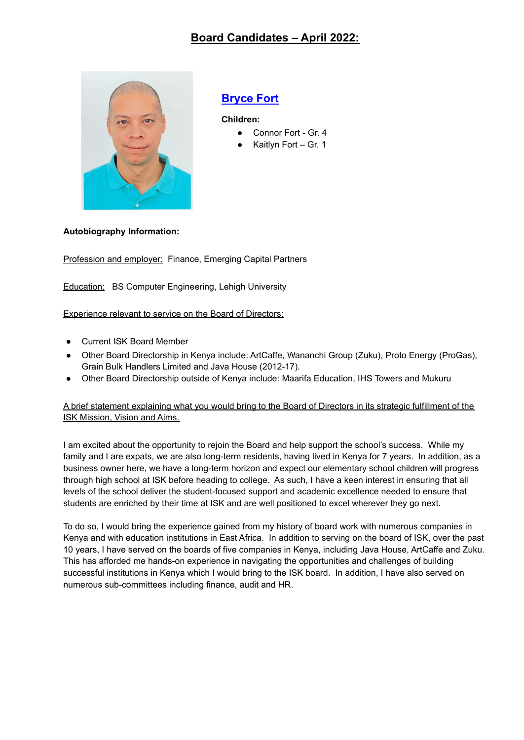# Board Candidates – April 2022:

## Bryce Fort

**Children:**

- Connor Fort - Gr. 4
- Kaitlyn Fort – Gr. 1

**Autobiography Information:**

Profession and employer: Finance, Emerging Capital Partners

Education: BS Computer Engineering, Lehigh University

Experience relevant to service on the Board of Directors:

- Current ISK Board Member
- Other Board Directorship in Kenya include: ArtCaffe, Wananchi Group (Zuku), Proto Energy (ProGas), Grain Bulk Handlers Limited and Java House (2012-17).
- Other Board Directorship outside of Kenya include: Maarifa Education, IHS Towers and Mukuru

A brief statement explaining what you would bring to the Board of Directors in its strategic fulfillment of the ISK Mission, Vision and Aims.

I am excited about the opportunity to rejoin the Board and help support the school's success. While my family and I are expats, we are also long-term residents, having lived in Kenya for 7 years. In addition, as a business owner here, we have a long-term horizon and expect our elementary school children will progress through high school at ISK before heading to college. As such, I have a keen interest in ensuring that all levels of the school deliver the student-focused support and academic excellence needed to ensure that students are enriched by their time at ISK and are well positioned to excel wherever they go next.

To do so, I would bring the experience gained from my history of board work with numerous companies in Kenya and with education institutions in East Africa. In addition to serving on the board of ISK, over the past 10 years, I have served on the boards of five companies in Kenya, including Java House, ArtCaffe and Zuku. This has afforded me hands-on experience in navigating the opportunities and challenges of building successful institutions in Kenya which I would bring to the ISK board. In addition, I have also served on numerous sub-committees including finance, audit and HR.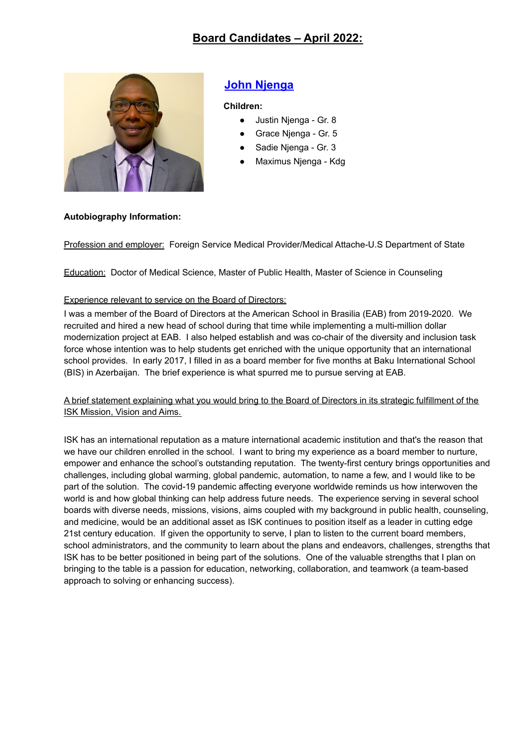# Board Candidates – April 2022:

## John Njenga

**Children:**

- Justin Njenga - Gr. 8
- Grace Njenga - Gr. 5
- Sadie Njenga - Gr. 3
- Maximus Njenga - Kdg

**Autobiography Information:**

Profession and employer: Foreign Service Medical Provider/Medical Attache-U.S Department of State

Education: Doctor of Medical Science, Master of Public Health, Master of Science in Counseling

Experience relevant to service on the Board of Directors:

I was a member of the Board of Directors at the American School in Brasilia (EAB) from 2019-2020. We recruited and hired a new head of school during that time while implementing a multi-million dollar modernization project at EAB. I also helped establish and was co-chair of the diversity and inclusion task force whose intention was to help students get enriched with the unique opportunity that an international school provides. In early 2017, I filled in as a board member for five months at Baku International School (BIS) in Azerbaijan. The brief experience is what spurred me to pursue serving at EAB.

A brief statement explaining what you would bring to the Board of Directors in its strategic fulfillment of the ISK Mission, Vision and Aims.

ISK has an international reputation as a mature international academic institution and that's the reason that we have our children enrolled in the school. I want to bring my experience as a board member to nurture, empower and enhance the school's outstanding reputation. The twenty-first century brings opportunities and challenges, including global warming, global pandemic, automation, to name a few, and I would like to be part of the solution. The covid-19 pandemic affecting everyone worldwide reminds us how interwoven the world is and how global thinking can help address future needs. The experience serving in several school boards with diverse needs, missions, visions, aims coupled with my background in public health, counseling, and medicine, would be an additional asset as ISK continues to position itself as a leader in cutting edge 21st century education. If given the opportunity to serve, I plan to listen to the current board members, school administrators, and the community to learn about the plans and endeavors, challenges, strengths that ISK has to be better positioned in being part of the solutions. One of the valuable strengths that I plan on bringing to the table is a passion for education, networking, collaboration, and teamwork (a team-based approach to solving or enhancing success).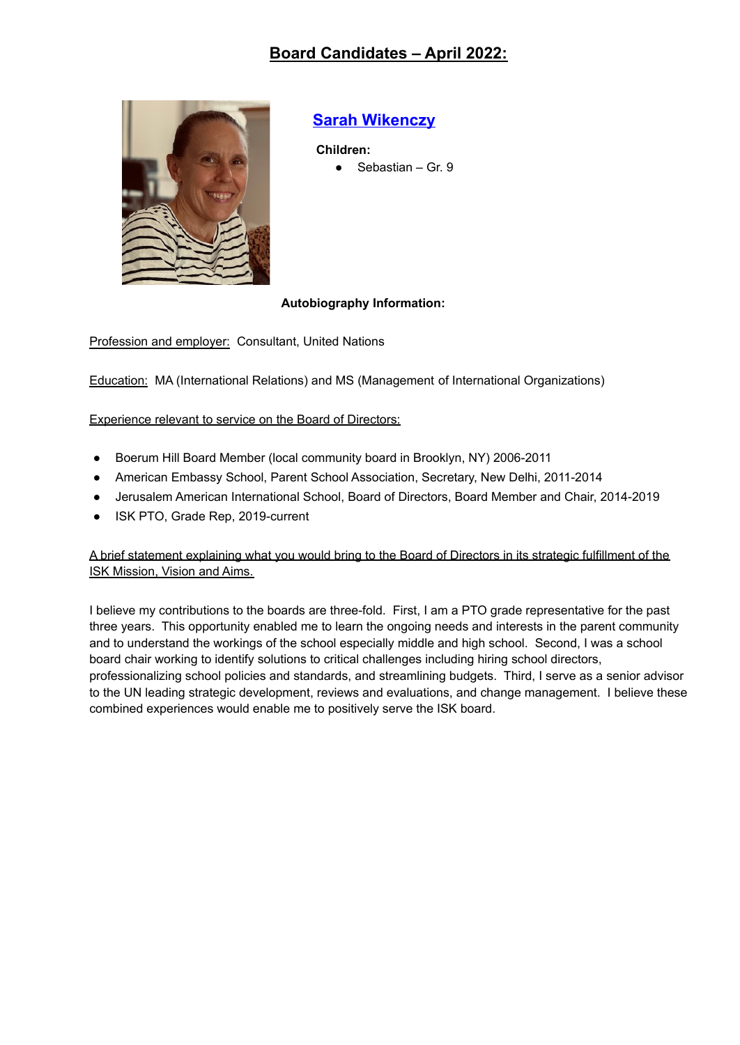# Board Candidates – April 2022:

## Sarah Wikenczy

**Children:**

- Sebastian – Gr. 9

**Autobiography Information:**

Profession and employer: Consultant, United Nations

Education: MA (International Relations) and MS (Management of International Organizations)

Experience relevant to service on the Board of Directors:

- Boerum Hill Board Member (local community board in Brooklyn, NY) 2006-2011
- American Embassy School, Parent School Association, Secretary, New Delhi, 2011-2014
- Jerusalem American International School, Board of Directors, Board Member and Chair, 2014-2019
- ISK PTO, Grade Rep, 2019-current

A brief statement explaining what you would bring to the Board of Directors in its strategic fulfillment of the ISK Mission, Vision and Aims.

I believe my contributions to the boards are three-fold. First, I am a PTO grade representative for the past three years. This opportunity enabled me to learn the ongoing needs and interests in the parent community and to understand the workings of the school especially middle and high school. Second, I was a school board chair working to identify solutions to critical challenges including hiring school directors, professionalizing school policies and standards, and streamlining budgets. Third, I serve as a senior advisor to the UN leading strategic development, reviews and evaluations, and change management. I believe these combined experiences would enable me to positively serve the ISK board.